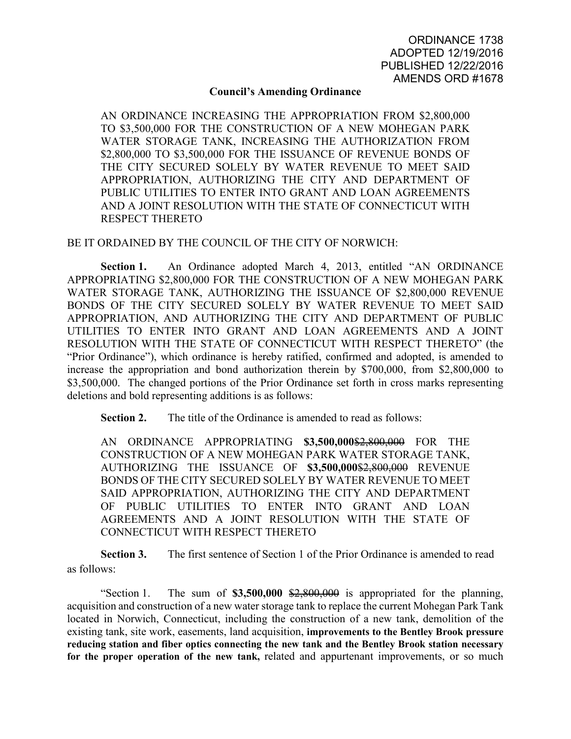ORDINANCE 1738
ADOPTED 12/19/2016
PUBLISHED 12/22/2016
AMENDS ORD #1678

**Council's Amending Ordinance**

AN ORDINANCE INCREASING THE APPROPRIATION FROM $2,800,000 TO $3,500,000 FOR THE CONSTRUCTION OF A NEW MOHEGAN PARK WATER STORAGE TANK, INCREASING THE AUTHORIZATION FROM $2,800,000 TO $3,500,000 FOR THE ISSUANCE OF REVENUE BONDS OF THE CITY SECURED SOLELY BY WATER REVENUE TO MEET SAID APPROPRIATION, AUTHORIZING THE CITY AND DEPARTMENT OF PUBLIC UTILITIES TO ENTER INTO GRANT AND LOAN AGREEMENTS AND A JOINT RESOLUTION WITH THE STATE OF CONNECTICUT WITH RESPECT THERETO

BE IT ORDAINED BY THE COUNCIL OF THE CITY OF NORWICH:

**Section 1.** An Ordinance adopted March 4, 2013, entitled "AN ORDINANCE APPROPRIATING $2,800,000 FOR THE CONSTRUCTION OF A NEW MOHEGAN PARK WATER STORAGE TANK, AUTHORIZING THE ISSUANCE OF $2,800,000 REVENUE BONDS OF THE CITY SECURED SOLELY BY WATER REVENUE TO MEET SAID APPROPRIATION, AND AUTHORIZING THE CITY AND DEPARTMENT OF PUBLIC UTILITIES TO ENTER INTO GRANT AND LOAN AGREEMENTS AND A JOINT RESOLUTION WITH THE STATE OF CONNECTICUT WITH RESPECT THERETO" (the "Prior Ordinance"), which ordinance is hereby ratified, confirmed and adopted, is amended to increase the appropriation and bond authorization therein by $700,000, from $2,800,000 to $3,500,000. The changed portions of the Prior Ordinance set forth in cross marks representing deletions and bold representing additions is as follows:

**Section 2.** The title of the Ordinance is amended to read as follows:

AN ORDINANCE APPROPRIATING **$3,500,000**~~$2,800,000~~ FOR THE CONSTRUCTION OF A NEW MOHEGAN PARK WATER STORAGE TANK, AUTHORIZING THE ISSUANCE OF **$3,500,000**~~$2,800,000~~ REVENUE BONDS OF THE CITY SECURED SOLELY BY WATER REVENUE TO MEET SAID APPROPRIATION, AUTHORIZING THE CITY AND DEPARTMENT OF PUBLIC UTILITIES TO ENTER INTO GRANT AND LOAN AGREEMENTS AND A JOINT RESOLUTION WITH THE STATE OF CONNECTICUT WITH RESPECT THERETO

**Section 3.** The first sentence of Section 1 of the Prior Ordinance is amended to read as follows:

"Section 1. The sum of **$3,500,000** ~~$2,800,000~~ is appropriated for the planning, acquisition and construction of a new water storage tank to replace the current Mohegan Park Tank located in Norwich, Connecticut, including the construction of a new tank, demolition of the existing tank, site work, easements, land acquisition, **improvements to the Bentley Brook pressure reducing station and fiber optics connecting the new tank and the Bentley Brook station necessary for the proper operation of the new tank,** related and appurtenant improvements, or so much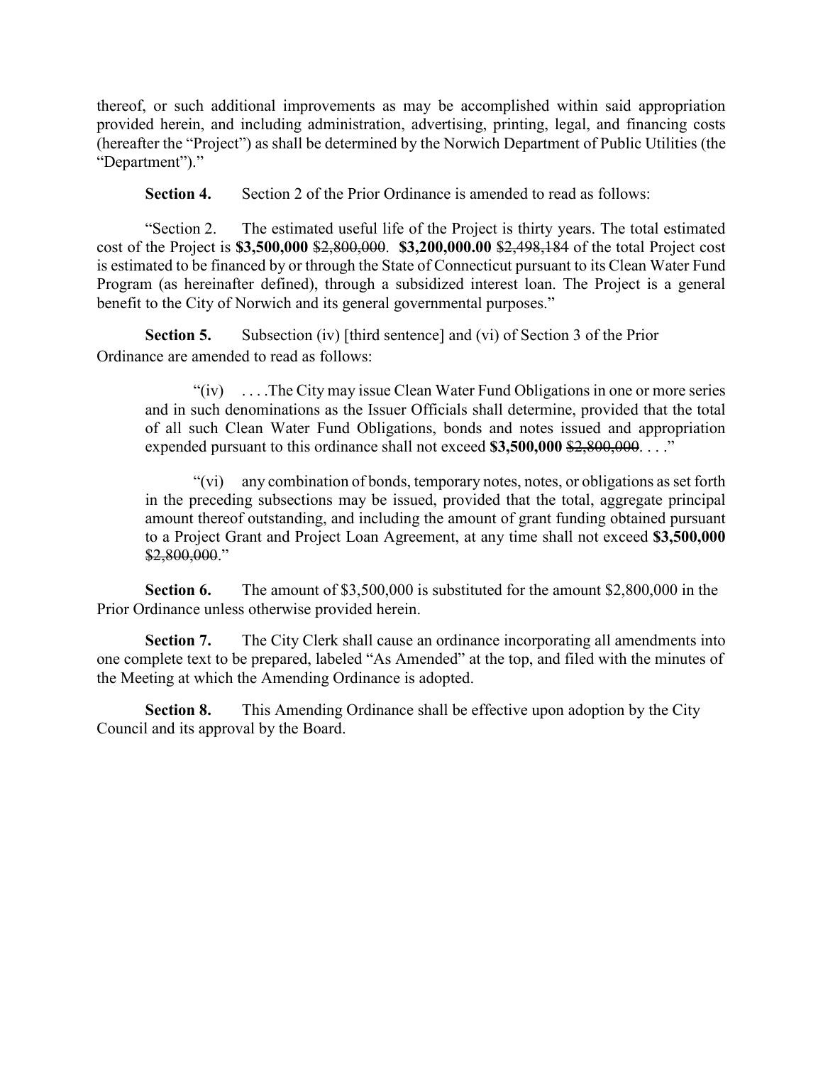thereof, or such additional improvements as may be accomplished within said appropriation provided herein, and including administration, advertising, printing, legal, and financing costs (hereafter the "Project") as shall be determined by the Norwich Department of Public Utilities (the "Department")."

**Section 4.** Section 2 of the Prior Ordinance is amended to read as follows:

"Section 2. The estimated useful life of the Project is thirty years. The total estimated cost of the Project is **$3,500,000** ~~$2,800,000~~. **$3,200,000.00** ~~$2,498,184~~ of the total Project cost is estimated to be financed by or through the State of Connecticut pursuant to its Clean Water Fund Program (as hereinafter defined), through a subsidized interest loan. The Project is a general benefit to the City of Norwich and its general governmental purposes."

**Section 5.** Subsection (iv) [third sentence] and (vi) of Section 3 of the Prior Ordinance are amended to read as follows:

> "(iv) . . . .The City may issue Clean Water Fund Obligations in one or more series and in such denominations as the Issuer Officials shall determine, provided that the total of all such Clean Water Fund Obligations, bonds and notes issued and appropriation expended pursuant to this ordinance shall not exceed **$3,500,000** ~~$2,800,000~~. . . ."
>
> "(vi) any combination of bonds, temporary notes, notes, or obligations as set forth in the preceding subsections may be issued, provided that the total, aggregate principal amount thereof outstanding, and including the amount of grant funding obtained pursuant to a Project Grant and Project Loan Agreement, at any time shall not exceed **$3,500,000** ~~$2,800,000~~."

**Section 6.** The amount of $3,500,000 is substituted for the amount $2,800,000 in the Prior Ordinance unless otherwise provided herein.

**Section 7.** The City Clerk shall cause an ordinance incorporating all amendments into one complete text to be prepared, labeled "As Amended" at the top, and filed with the minutes of the Meeting at which the Amending Ordinance is adopted.

**Section 8.** This Amending Ordinance shall be effective upon adoption by the City Council and its approval by the Board.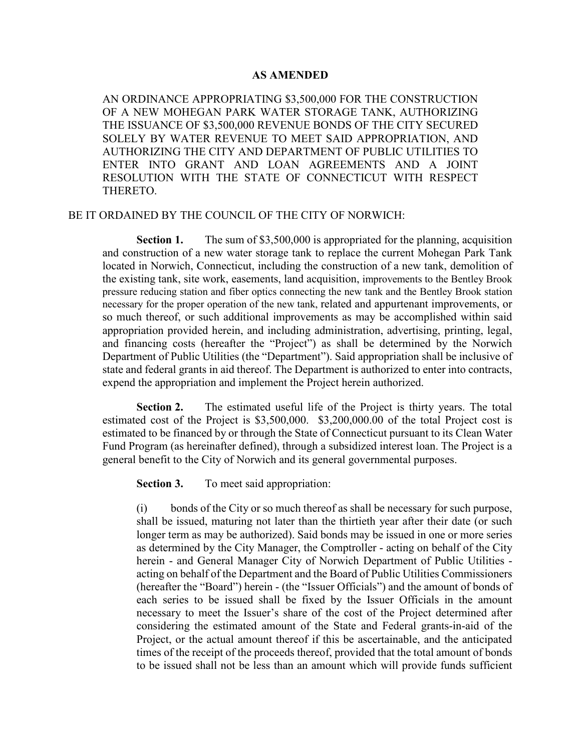**AS AMENDED**

AN ORDINANCE APPROPRIATING $3,500,000 FOR THE CONSTRUCTION OF A NEW MOHEGAN PARK WATER STORAGE TANK, AUTHORIZING THE ISSUANCE OF $3,500,000 REVENUE BONDS OF THE CITY SECURED SOLELY BY WATER REVENUE TO MEET SAID APPROPRIATION, AND AUTHORIZING THE CITY AND DEPARTMENT OF PUBLIC UTILITIES TO ENTER INTO GRANT AND LOAN AGREEMENTS AND A JOINT RESOLUTION WITH THE STATE OF CONNECTICUT WITH RESPECT THERETO.

BE IT ORDAINED BY THE COUNCIL OF THE CITY OF NORWICH:

**Section 1.** The sum of $3,500,000 is appropriated for the planning, acquisition and construction of a new water storage tank to replace the current Mohegan Park Tank located in Norwich, Connecticut, including the construction of a new tank, demolition of the existing tank, site work, easements, land acquisition, improvements to the Bentley Brook pressure reducing station and fiber optics connecting the new tank and the Bentley Brook station necessary for the proper operation of the new tank, related and appurtenant improvements, or so much thereof, or such additional improvements as may be accomplished within said appropriation provided herein, and including administration, advertising, printing, legal, and financing costs (hereafter the "Project") as shall be determined by the Norwich Department of Public Utilities (the "Department"). Said appropriation shall be inclusive of state and federal grants in aid thereof. The Department is authorized to enter into contracts, expend the appropriation and implement the Project herein authorized.

**Section 2.** The estimated useful life of the Project is thirty years. The total estimated cost of the Project is $3,500,000. $3,200,000.00 of the total Project cost is estimated to be financed by or through the State of Connecticut pursuant to its Clean Water Fund Program (as hereinafter defined), through a subsidized interest loan. The Project is a general benefit to the City of Norwich and its general governmental purposes.

**Section 3.** To meet said appropriation:

(i) bonds of the City or so much thereof as shall be necessary for such purpose, shall be issued, maturing not later than the thirtieth year after their date (or such longer term as may be authorized). Said bonds may be issued in one or more series as determined by the City Manager, the Comptroller - acting on behalf of the City herein - and General Manager City of Norwich Department of Public Utilities - acting on behalf of the Department and the Board of Public Utilities Commissioners (hereafter the "Board") herein - (the "Issuer Officials") and the amount of bonds of each series to be issued shall be fixed by the Issuer Officials in the amount necessary to meet the Issuer's share of the cost of the Project determined after considering the estimated amount of the State and Federal grants-in-aid of the Project, or the actual amount thereof if this be ascertainable, and the anticipated times of the receipt of the proceeds thereof, provided that the total amount of bonds to be issued shall not be less than an amount which will provide funds sufficient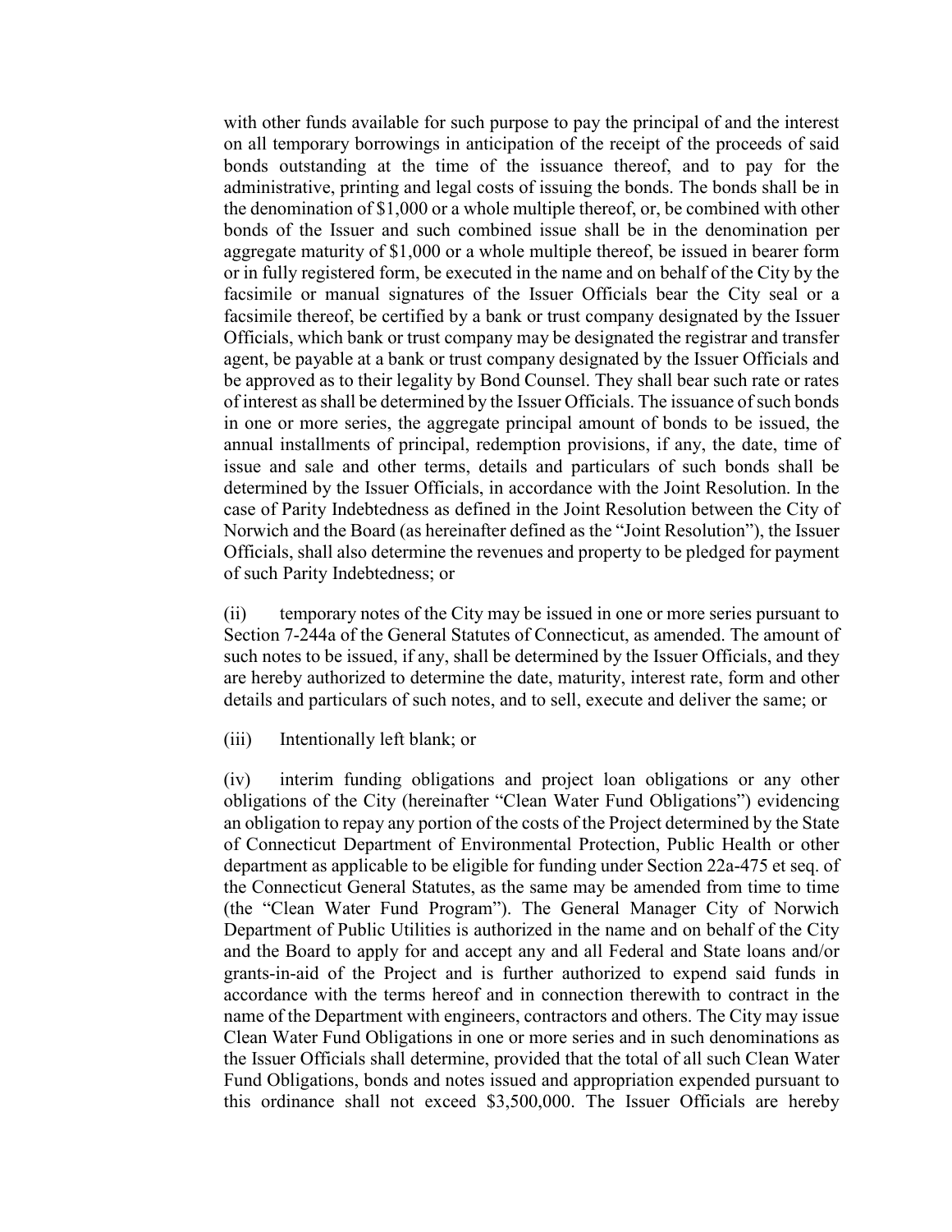with other funds available for such purpose to pay the principal of and the interest on all temporary borrowings in anticipation of the receipt of the proceeds of said bonds outstanding at the time of the issuance thereof, and to pay for the administrative, printing and legal costs of issuing the bonds. The bonds shall be in the denomination of $1,000 or a whole multiple thereof, or, be combined with other bonds of the Issuer and such combined issue shall be in the denomination per aggregate maturity of $1,000 or a whole multiple thereof, be issued in bearer form or in fully registered form, be executed in the name and on behalf of the City by the facsimile or manual signatures of the Issuer Officials bear the City seal or a facsimile thereof, be certified by a bank or trust company designated by the Issuer Officials, which bank or trust company may be designated the registrar and transfer agent, be payable at a bank or trust company designated by the Issuer Officials and be approved as to their legality by Bond Counsel. They shall bear such rate or rates of interest as shall be determined by the Issuer Officials. The issuance of such bonds in one or more series, the aggregate principal amount of bonds to be issued, the annual installments of principal, redemption provisions, if any, the date, time of issue and sale and other terms, details and particulars of such bonds shall be determined by the Issuer Officials, in accordance with the Joint Resolution. In the case of Parity Indebtedness as defined in the Joint Resolution between the City of Norwich and the Board (as hereinafter defined as the "Joint Resolution"), the Issuer Officials, shall also determine the revenues and property to be pledged for payment of such Parity Indebtedness; or

(ii) temporary notes of the City may be issued in one or more series pursuant to Section 7-244a of the General Statutes of Connecticut, as amended. The amount of such notes to be issued, if any, shall be determined by the Issuer Officials, and they are hereby authorized to determine the date, maturity, interest rate, form and other details and particulars of such notes, and to sell, execute and deliver the same; or

(iii) Intentionally left blank; or

(iv) interim funding obligations and project loan obligations or any other obligations of the City (hereinafter "Clean Water Fund Obligations") evidencing an obligation to repay any portion of the costs of the Project determined by the State of Connecticut Department of Environmental Protection, Public Health or other department as applicable to be eligible for funding under Section 22a-475 et seq. of the Connecticut General Statutes, as the same may be amended from time to time (the "Clean Water Fund Program"). The General Manager City of Norwich Department of Public Utilities is authorized in the name and on behalf of the City and the Board to apply for and accept any and all Federal and State loans and/or grants-in-aid of the Project and is further authorized to expend said funds in accordance with the terms hereof and in connection therewith to contract in the name of the Department with engineers, contractors and others. The City may issue Clean Water Fund Obligations in one or more series and in such denominations as the Issuer Officials shall determine, provided that the total of all such Clean Water Fund Obligations, bonds and notes issued and appropriation expended pursuant to this ordinance shall not exceed $3,500,000. The Issuer Officials are hereby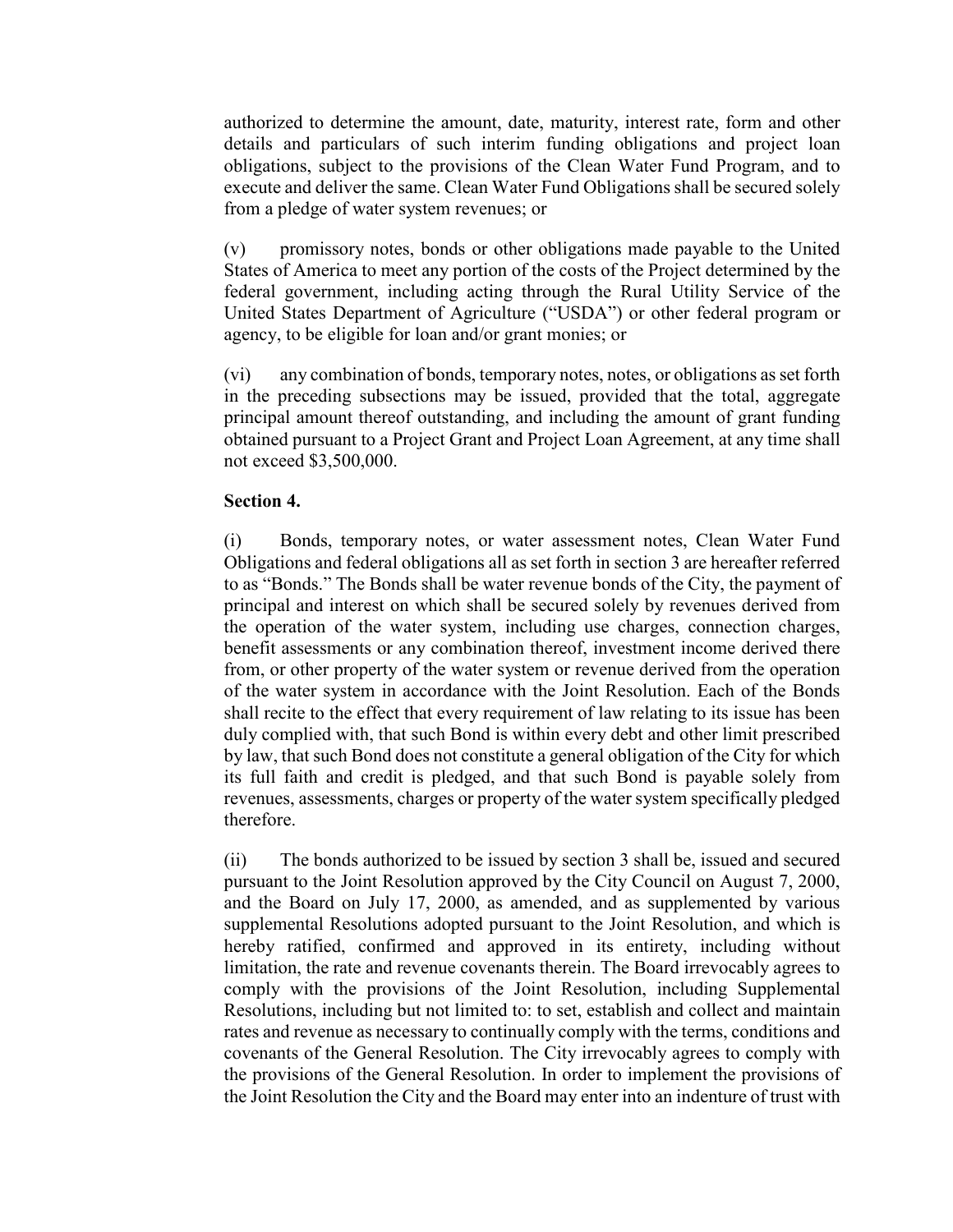authorized to determine the amount, date, maturity, interest rate, form and other details and particulars of such interim funding obligations and project loan obligations, subject to the provisions of the Clean Water Fund Program, and to execute and deliver the same. Clean Water Fund Obligations shall be secured solely from a pledge of water system revenues; or

(v) promissory notes, bonds or other obligations made payable to the United States of America to meet any portion of the costs of the Project determined by the federal government, including acting through the Rural Utility Service of the United States Department of Agriculture ("USDA") or other federal program or agency, to be eligible for loan and/or grant monies; or

(vi) any combination of bonds, temporary notes, notes, or obligations as set forth in the preceding subsections may be issued, provided that the total, aggregate principal amount thereof outstanding, and including the amount of grant funding obtained pursuant to a Project Grant and Project Loan Agreement, at any time shall not exceed $3,500,000.

**Section 4.**

(i) Bonds, temporary notes, or water assessment notes, Clean Water Fund Obligations and federal obligations all as set forth in section 3 are hereafter referred to as "Bonds." The Bonds shall be water revenue bonds of the City, the payment of principal and interest on which shall be secured solely by revenues derived from the operation of the water system, including use charges, connection charges, benefit assessments or any combination thereof, investment income derived there from, or other property of the water system or revenue derived from the operation of the water system in accordance with the Joint Resolution. Each of the Bonds shall recite to the effect that every requirement of law relating to its issue has been duly complied with, that such Bond is within every debt and other limit prescribed by law, that such Bond does not constitute a general obligation of the City for which its full faith and credit is pledged, and that such Bond is payable solely from revenues, assessments, charges or property of the water system specifically pledged therefore.

(ii) The bonds authorized to be issued by section 3 shall be, issued and secured pursuant to the Joint Resolution approved by the City Council on August 7, 2000, and the Board on July 17, 2000, as amended, and as supplemented by various supplemental Resolutions adopted pursuant to the Joint Resolution, and which is hereby ratified, confirmed and approved in its entirety, including without limitation, the rate and revenue covenants therein. The Board irrevocably agrees to comply with the provisions of the Joint Resolution, including Supplemental Resolutions, including but not limited to: to set, establish and collect and maintain rates and revenue as necessary to continually comply with the terms, conditions and covenants of the General Resolution. The City irrevocably agrees to comply with the provisions of the General Resolution. In order to implement the provisions of the Joint Resolution the City and the Board may enter into an indenture of trust with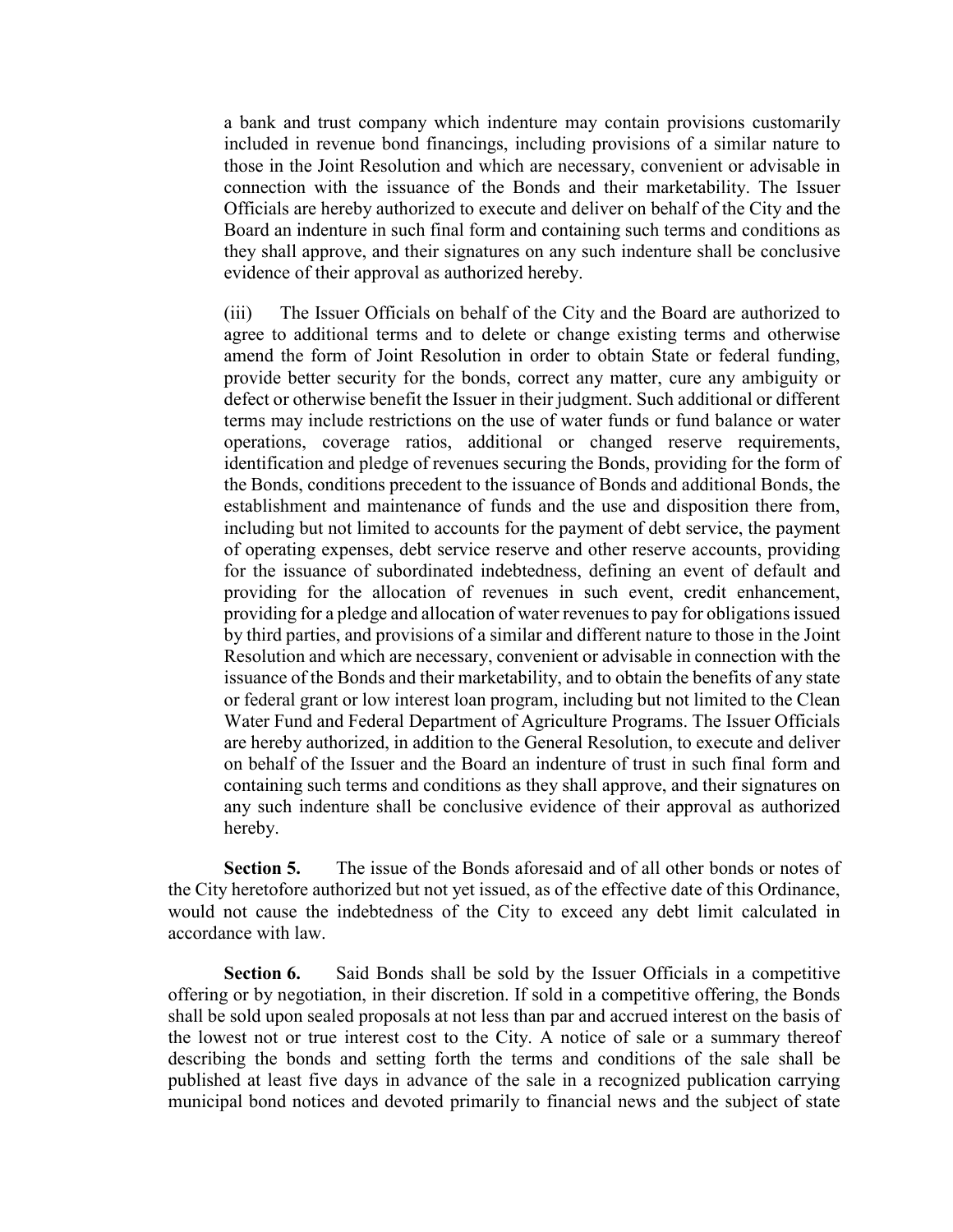a bank and trust company which indenture may contain provisions customarily included in revenue bond financings, including provisions of a similar nature to those in the Joint Resolution and which are necessary, convenient or advisable in connection with the issuance of the Bonds and their marketability. The Issuer Officials are hereby authorized to execute and deliver on behalf of the City and the Board an indenture in such final form and containing such terms and conditions as they shall approve, and their signatures on any such indenture shall be conclusive evidence of their approval as authorized hereby.

(iii) The Issuer Officials on behalf of the City and the Board are authorized to agree to additional terms and to delete or change existing terms and otherwise amend the form of Joint Resolution in order to obtain State or federal funding, provide better security for the bonds, correct any matter, cure any ambiguity or defect or otherwise benefit the Issuer in their judgment. Such additional or different terms may include restrictions on the use of water funds or fund balance or water operations, coverage ratios, additional or changed reserve requirements, identification and pledge of revenues securing the Bonds, providing for the form of the Bonds, conditions precedent to the issuance of Bonds and additional Bonds, the establishment and maintenance of funds and the use and disposition there from, including but not limited to accounts for the payment of debt service, the payment of operating expenses, debt service reserve and other reserve accounts, providing for the issuance of subordinated indebtedness, defining an event of default and providing for the allocation of revenues in such event, credit enhancement, providing for a pledge and allocation of water revenues to pay for obligations issued by third parties, and provisions of a similar and different nature to those in the Joint Resolution and which are necessary, convenient or advisable in connection with the issuance of the Bonds and their marketability, and to obtain the benefits of any state or federal grant or low interest loan program, including but not limited to the Clean Water Fund and Federal Department of Agriculture Programs. The Issuer Officials are hereby authorized, in addition to the General Resolution, to execute and deliver on behalf of the Issuer and the Board an indenture of trust in such final form and containing such terms and conditions as they shall approve, and their signatures on any such indenture shall be conclusive evidence of their approval as authorized hereby.

**Section 5.** The issue of the Bonds aforesaid and of all other bonds or notes of the City heretofore authorized but not yet issued, as of the effective date of this Ordinance, would not cause the indebtedness of the City to exceed any debt limit calculated in accordance with law.

**Section 6.** Said Bonds shall be sold by the Issuer Officials in a competitive offering or by negotiation, in their discretion. If sold in a competitive offering, the Bonds shall be sold upon sealed proposals at not less than par and accrued interest on the basis of the lowest not or true interest cost to the City. A notice of sale or a summary thereof describing the bonds and setting forth the terms and conditions of the sale shall be published at least five days in advance of the sale in a recognized publication carrying municipal bond notices and devoted primarily to financial news and the subject of state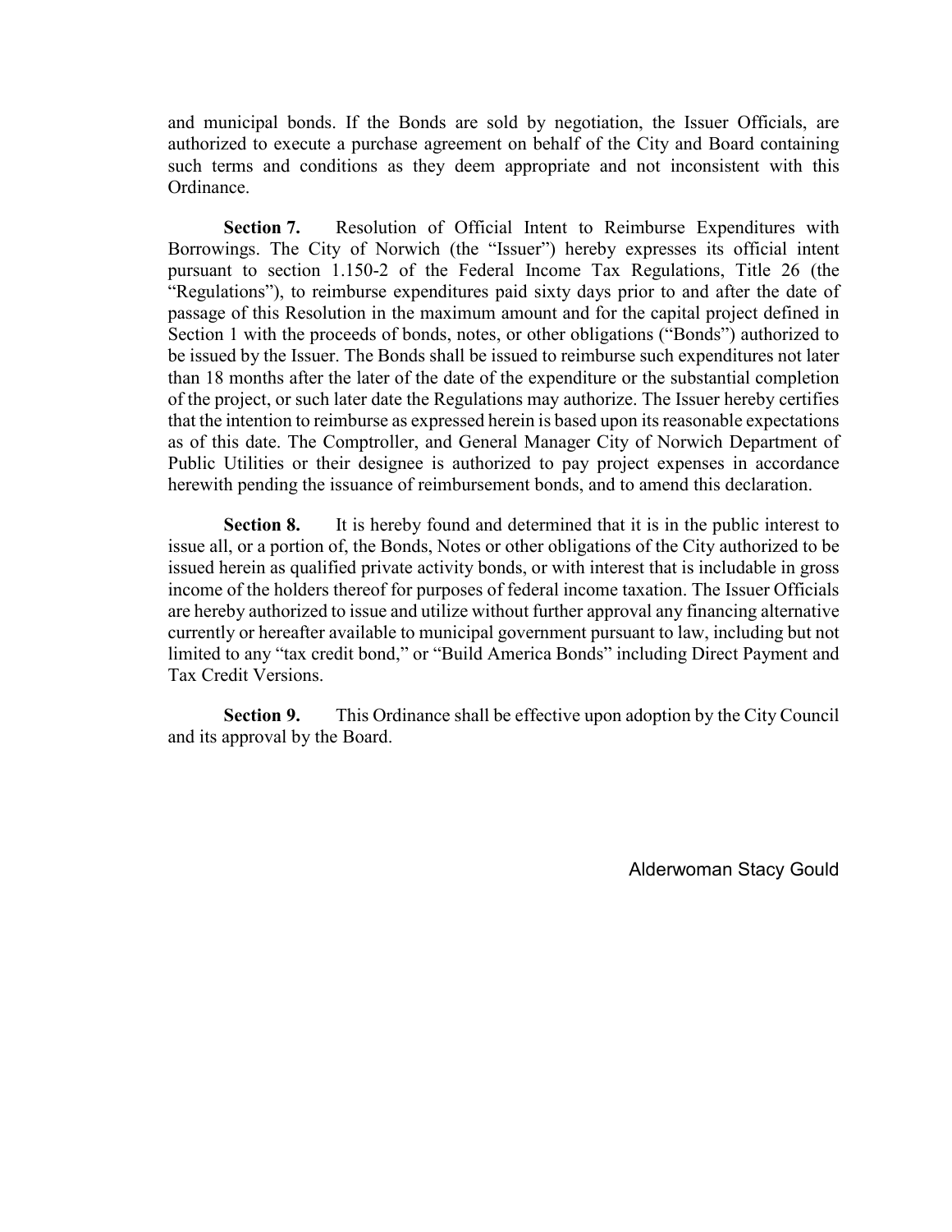and municipal bonds. If the Bonds are sold by negotiation, the Issuer Officials, are authorized to execute a purchase agreement on behalf of the City and Board containing such terms and conditions as they deem appropriate and not inconsistent with this Ordinance.

**Section 7.** Resolution of Official Intent to Reimburse Expenditures with Borrowings. The City of Norwich (the "Issuer") hereby expresses its official intent pursuant to section 1.150-2 of the Federal Income Tax Regulations, Title 26 (the "Regulations"), to reimburse expenditures paid sixty days prior to and after the date of passage of this Resolution in the maximum amount and for the capital project defined in Section 1 with the proceeds of bonds, notes, or other obligations ("Bonds") authorized to be issued by the Issuer. The Bonds shall be issued to reimburse such expenditures not later than 18 months after the later of the date of the expenditure or the substantial completion of the project, or such later date the Regulations may authorize. The Issuer hereby certifies that the intention to reimburse as expressed herein is based upon its reasonable expectations as of this date. The Comptroller, and General Manager City of Norwich Department of Public Utilities or their designee is authorized to pay project expenses in accordance herewith pending the issuance of reimbursement bonds, and to amend this declaration.

**Section 8.** It is hereby found and determined that it is in the public interest to issue all, or a portion of, the Bonds, Notes or other obligations of the City authorized to be issued herein as qualified private activity bonds, or with interest that is includable in gross income of the holders thereof for purposes of federal income taxation. The Issuer Officials are hereby authorized to issue and utilize without further approval any financing alternative currently or hereafter available to municipal government pursuant to law, including but not limited to any "tax credit bond," or "Build America Bonds" including Direct Payment and Tax Credit Versions.

**Section 9.** This Ordinance shall be effective upon adoption by the City Council and its approval by the Board.

Alderwoman Stacy Gould